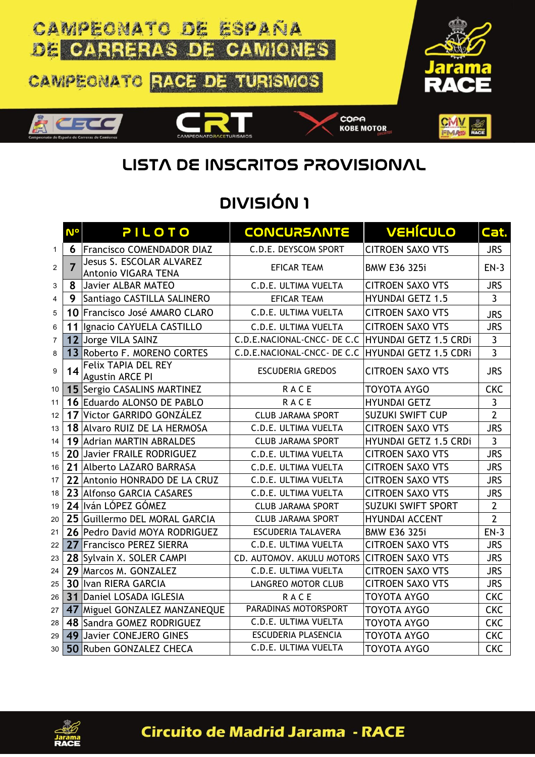CAMPEONATO DE ESPAÑA DE CARRERAS DE CAMIONES

CAMPEONATO RACE DE TURISMOS

# LISTA DE INSCRITOS PROVISIONAL

## DIVISIÓN 1

| | Nº | PILOTO | CONCURSANTE | VEHÍCULO | Cat. |
|---|---|---|---|---|---|
| 1 | 6 | Francisco COMENDADOR DIAZ | C.D.E. DEYSCOM SPORT | CITROEN SAXO VTS | JRS |
| 2 | 7 | Jesus S. ESCOLAR ALVAREZ<br>Antonio VIGARA TENA | EFICAR TEAM | BMW E36 325i | EN-3 |
| 3 | 8 | Javier ALBAR MATEO | C.D.E. ULTIMA VUELTA | CITROEN SAXO VTS | JRS |
| 4 | 9 | Santiago CASTILLA SALINERO | EFICAR TEAM | HYUNDAI GETZ 1.5 | 3 |
| 5 | 10 | Francisco José AMARO CLARO | C.D.E. ULTIMA VUELTA | CITROEN SAXO VTS | JRS |
| 6 | 11 | Ignacio CAYUELA CASTILLO | C.D.E. ULTIMA VUELTA | CITROEN SAXO VTS | JRS |
| 7 | 12 | Jorge VILA SAINZ | C.D.E.NACIONAL-CNCC- DE C.C | HYUNDAI GETZ 1.5 CRDi | 3 |
| 8 | 13 | Roberto F. MORENO CORTES | C.D.E.NACIONAL-CNCC- DE C.C | HYUNDAI GETZ 1.5 CDRi | 3 |
| 9 | 14 | Felix TAPIA DEL REY<br>Agustin ARCE PI | ESCUDERIA GREDOS | CITROEN SAXO VTS | JRS |
| 10 | 15 | Sergio CASALINS MARTINEZ | R A C E | TOYOTA AYGO | CKC |
| 11 | 16 | Eduardo ALONSO DE PABLO | R A C E | HYUNDAI GETZ | 3 |
| 12 | 17 | Victor GARRIDO GONZÁLEZ | CLUB JARAMA SPORT | SUZUKI SWIFT CUP | 2 |
| 13 | 18 | Alvaro RUIZ DE LA HERMOSA | C.D.E. ULTIMA VUELTA | CITROEN SAXO VTS | JRS |
| 14 | 19 | Adrian MARTIN ABRALDES | CLUB JARAMA SPORT | HYUNDAI GETZ 1.5 CRDi | 3 |
| 15 | 20 | Javier FRAILE RODRIGUEZ | C.D.E. ULTIMA VUELTA | CITROEN SAXO VTS | JRS |
| 16 | 21 | Alberto LAZARO BARRASA | C.D.E. ULTIMA VUELTA | CITROEN SAXO VTS | JRS |
| 17 | 22 | Antonio HONRADO DE LA CRUZ | C.D.E. ULTIMA VUELTA | CITROEN SAXO VTS | JRS |
| 18 | 23 | Alfonso GARCIA CASARES | C.D.E. ULTIMA VUELTA | CITROEN SAXO VTS | JRS |
| 19 | 24 | Iván LÓPEZ GÓMEZ | CLUB JARAMA SPORT | SUZUKI SWIFT SPORT | 2 |
| 20 | 25 | Guillermo DEL MORAL GARCIA | CLUB JARAMA SPORT | HYUNDAI ACCENT | 2 |
| 21 | 26 | Pedro David MOYA RODRIGUEZ | ESCUDERIA TALAVERA | BMW E36 325i | EN-3 |
| 22 | 27 | Francisco PEREZ SIERRA | C.D.E. ULTIMA VUELTA | CITROEN SAXO VTS | JRS |
| 23 | 28 | Sylvain X. SOLER CAMPI | CD. AUTOMOV. AKULU MOTORS | CITROEN SAXO VTS | JRS |
| 24 | 29 | Marcos M. GONZALEZ | C.D.E. ULTIMA VUELTA | CITROEN SAXO VTS | JRS |
| 25 | 30 | Ivan RIERA GARCIA | LANGREO MOTOR CLUB | CITROEN SAXO VTS | JRS |
| 26 | 31 | Daniel LOSADA IGLESIA | R A C E | TOYOTA AYGO | CKC |
| 27 | 47 | Miguel GONZALEZ MANZANEQUE | PARADINAS MOTORSPORT | TOYOTA AYGO | CKC |
| 28 | 48 | Sandra GOMEZ RODRIGUEZ | C.D.E. ULTIMA VUELTA | TOYOTA AYGO | CKC |
| 29 | 49 | Javier CONEJERO GINES | ESCUDERIA PLASENCIA | TOYOTA AYGO | CKC |
| 30 | 50 | Ruben GONZALEZ CHECA | C.D.E. ULTIMA VUELTA | TOYOTA AYGO | CKC |

Circuito de Madrid Jarama - RACE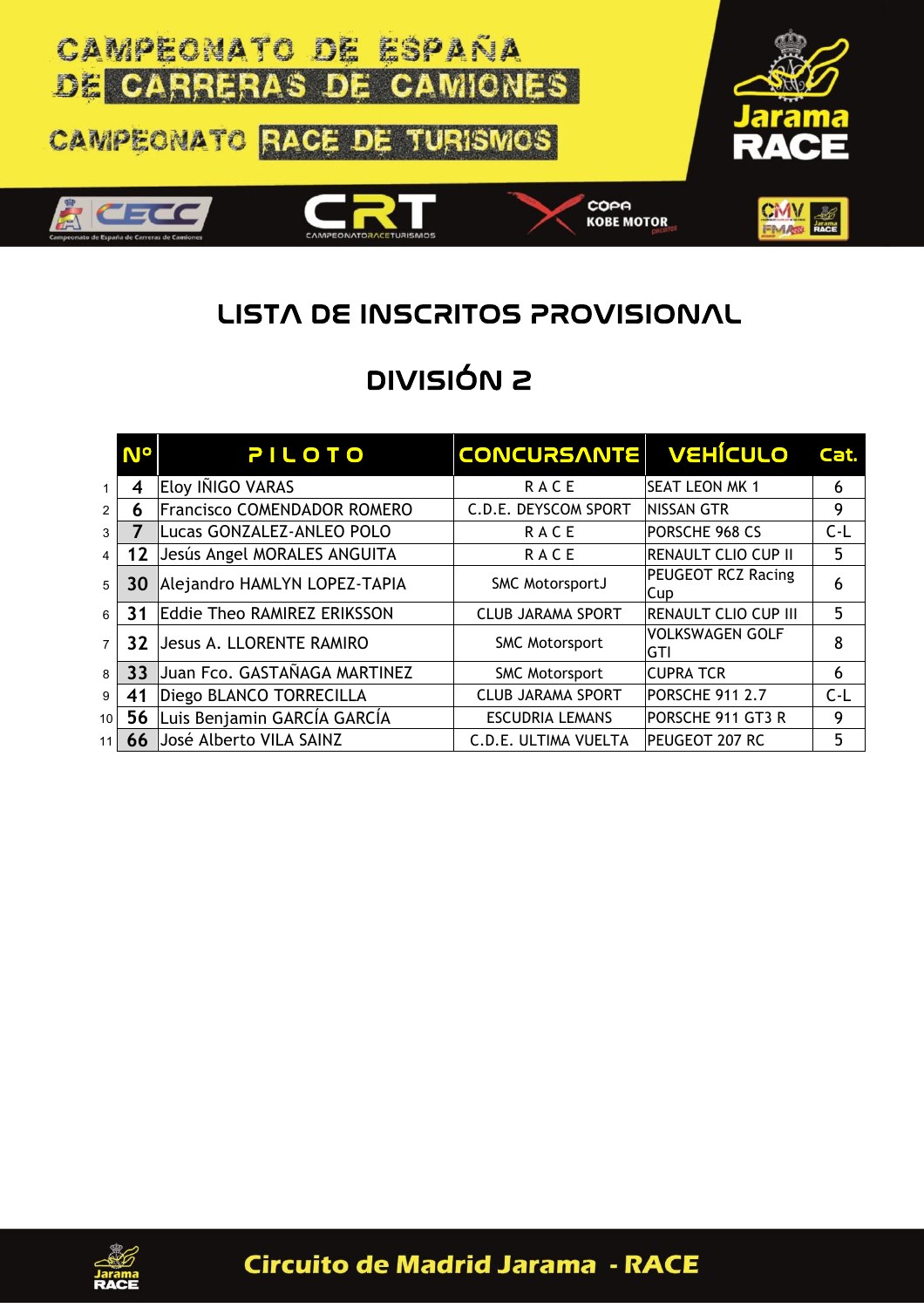# CAMPEONATO DE ESPAÑA DE CARRERAS DE CAMIONES

## CAMPEONATO RACE DE TURISMOS

## LISTA DE INSCRITOS PROVISIONAL

## DIVISIÓN 2

| | Nº | PILOTO | CONCURSANTE | VEHÍCULO | Cat. |
|---|---|---|---|---|---|
| 1 | 4 | Eloy IÑIGO VARAS | R A C E | SEAT LEON MK 1 | 6 |
| 2 | 6 | Francisco COMENDADOR ROMERO | C.D.E. DEYSCOM SPORT | NISSAN GTR | 9 |
| 3 | 7 | Lucas GONZALEZ-ANLEO POLO | R A C E | PORSCHE 968 CS | C-L |
| 4 | 12 | Jesús Angel MORALES ANGUITA | R A C E | RENAULT CLIO CUP II | 5 |
| 5 | 30 | Alejandro HAMLYN LOPEZ-TAPIA | SMC MotorsportJ | PEUGEOT RCZ Racing Cup | 6 |
| 6 | 31 | Eddie Theo RAMIREZ ERIKSSON | CLUB JARAMA SPORT | RENAULT CLIO CUP III | 5 |
| 7 | 32 | Jesus A. LLORENTE RAMIRO | SMC Motorsport | VOLKSWAGEN GOLF GTI | 8 |
| 8 | 33 | Juan Fco. GASTAÑAGA MARTINEZ | SMC Motorsport | CUPRA TCR | 6 |
| 9 | 41 | Diego BLANCO TORRECILLA | CLUB JARAMA SPORT | PORSCHE 911 2.7 | C-L |
| 10 | 56 | Luis Benjamin GARCÍA GARCÍA | ESCUDRIA LEMANS | PORSCHE 911 GT3 R | 9 |
| 11 | 66 | José Alberto VILA SAINZ | C.D.E. ULTIMA VUELTA | PEUGEOT 207 RC | 5 |

Circuito de Madrid Jarama - RACE